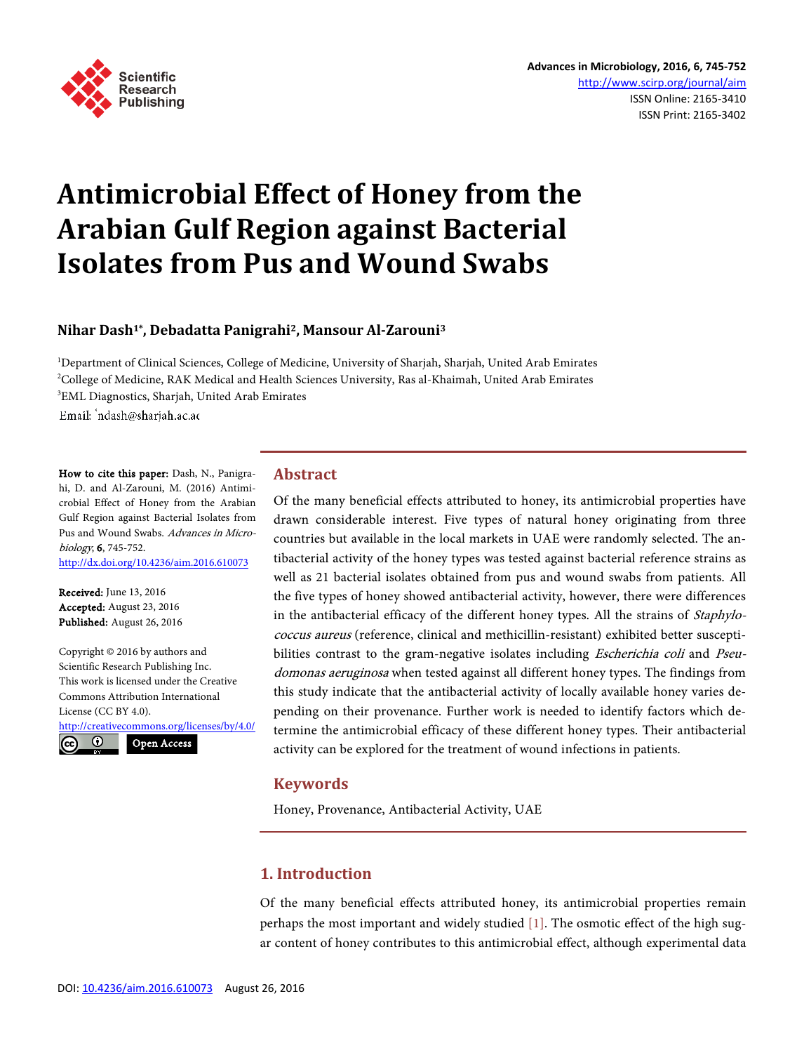# Antimicrobial Effect of Honey from the Arabian Gulf Region against Bacterial Isolates from Pus and Wound Swabs

**Nihar Dash[1*], Debadatta Panigrahi[2], Mansour Al-Zarouni[3]**

[1]Department of Clinical Sciences, College of Medicine, University of Sharjah, Sharjah, United Arab Emirates
[2]College of Medicine, RAK Medical and Health Sciences University, Ras al-Khaimah, United Arab Emirates
[3]EML Diagnostics, Sharjah, United Arab Emirates
Email: *ndash@sharjah.ac.ae

**How to cite this paper:** Dash, N., Panigrahi, D. and Al-Zarouni, M. (2016) Antimicrobial Effect of Honey from the Arabian Gulf Region against Bacterial Isolates from Pus and Wound Swabs. *Advances in Microbiology*, **6**, 745-752.
http://dx.doi.org/10.4236/aim.2016.610073

**Received:** June 13, 2016
**Accepted:** August 23, 2016
**Published:** August 26, 2016

Copyright © 2016 by authors and Scientific Research Publishing Inc.
This work is licensed under the Creative Commons Attribution International License (CC BY 4.0).
http://creativecommons.org/licenses/by/4.0/

Open Access

## Abstract

Of the many beneficial effects attributed to honey, its antimicrobial properties have drawn considerable interest. Five types of natural honey originating from three countries but available in the local markets in UAE were randomly selected. The antibacterial activity of the honey types was tested against bacterial reference strains as well as 21 bacterial isolates obtained from pus and wound swabs from patients. All the five types of honey showed antibacterial activity, however, there were differences in the antibacterial efficacy of the different honey types. All the strains of *Staphylococcus aureus* (reference, clinical and methicillin-resistant) exhibited better susceptibilities contrast to the gram-negative isolates including *Escherichia coli* and *Pseudomonas aeruginosa* when tested against all different honey types. The findings from this study indicate that the antibacterial activity of locally available honey varies depending on their provenance. Further work is needed to identify factors which determine the antimicrobial efficacy of these different honey types. Their antibacterial activity can be explored for the treatment of wound infections in patients.

## Keywords

Honey, Provenance, Antibacterial Activity, UAE

## 1. Introduction

Of the many beneficial effects attributed honey, its antimicrobial properties remain perhaps the most important and widely studied [1]. The osmotic effect of the high sugar content of honey contributes to this antimicrobial effect, although experimental data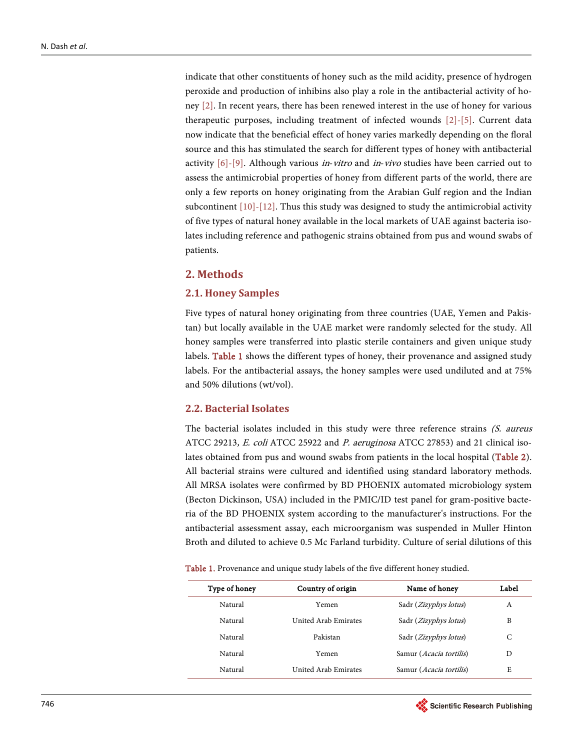indicate that other constituents of honey such as the mild acidity, presence of hydrogen peroxide and production of inhibins also play a role in the antibacterial activity of honey [2]. In recent years, there has been renewed interest in the use of honey for various therapeutic purposes, including treatment of infected wounds [2]-[5]. Current data now indicate that the beneficial effect of honey varies markedly depending on the floral source and this has stimulated the search for different types of honey with antibacterial activity [6]-[9]. Although various *in-vitro* and *in-vivo* studies have been carried out to assess the antimicrobial properties of honey from different parts of the world, there are only a few reports on honey originating from the Arabian Gulf region and the Indian subcontinent [10]-[12]. Thus this study was designed to study the antimicrobial activity of five types of natural honey available in the local markets of UAE against bacteria isolates including reference and pathogenic strains obtained from pus and wound swabs of patients.

## 2. Methods

### 2.1. Honey Samples

Five types of natural honey originating from three countries (UAE, Yemen and Pakistan) but locally available in the UAE market were randomly selected for the study. All honey samples were transferred into plastic sterile containers and given unique study labels. Table 1 shows the different types of honey, their provenance and assigned study labels. For the antibacterial assays, the honey samples were used undiluted and at 75% and 50% dilutions (wt/vol).

### 2.2. Bacterial Isolates

The bacterial isolates included in this study were three reference strains *(S. aureus* ATCC 29213*, E. coli* ATCC 25922 and *P. aeruginosa* ATCC 27853) and 21 clinical isolates obtained from pus and wound swabs from patients in the local hospital (Table 2). All bacterial strains were cultured and identified using standard laboratory methods. All MRSA isolates were confirmed by BD PHOENIX automated microbiology system (Becton Dickinson, USA) included in the PMIC/ID test panel for gram-positive bacteria of the BD PHOENIX system according to the manufacturer's instructions. For the antibacterial assessment assay, each microorganism was suspended in Muller Hinton Broth and diluted to achieve 0.5 Mc Farland turbidity. Culture of serial dilutions of this

Table 1. Provenance and unique study labels of the five different honey studied.

| Type of honey | Country of origin | Name of honey | Label |
|---|---|---|---|
| Natural | Yemen | Sadr (*Zizyphys lotus*) | A |
| Natural | United Arab Emirates | Sadr (*Zizyphys lotus*) | B |
| Natural | Pakistan | Sadr (*Zizyphys lotus*) | C |
| Natural | Yemen | Samur (*Acacia tortilis*) | D |
| Natural | United Arab Emirates | Samur (*Acacia tortilis*) | E |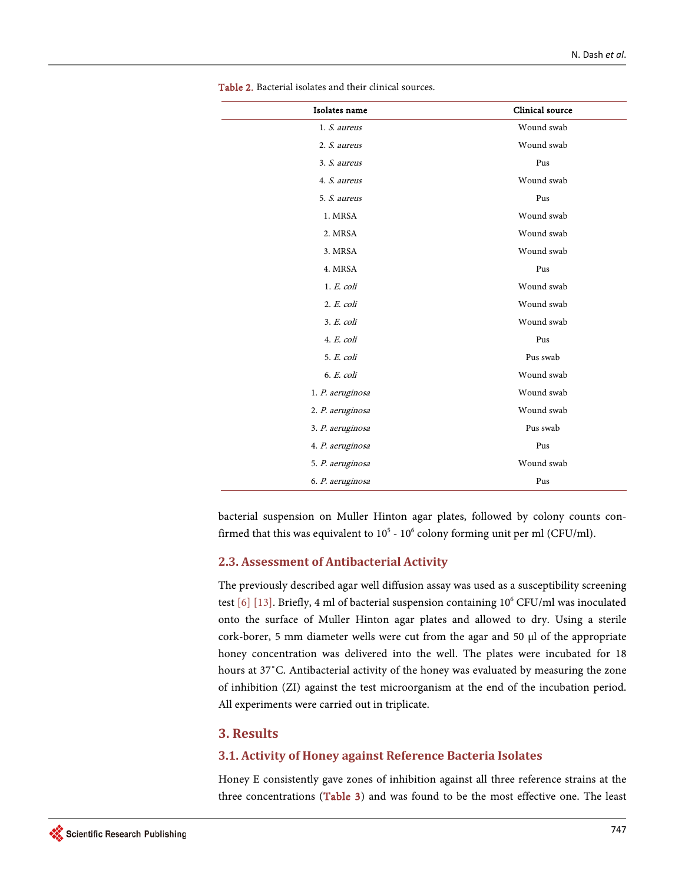Table 2. Bacterial isolates and their clinical sources.

| Isolates name | Clinical source |
|---|---|
| 1. *S. aureus* | Wound swab |
| 2. *S. aureus* | Wound swab |
| 3. *S. aureus* | Pus |
| 4. *S. aureus* | Wound swab |
| 5. *S. aureus* | Pus |
| 1. MRSA | Wound swab |
| 2. MRSA | Wound swab |
| 3. MRSA | Wound swab |
| 4. MRSA | Pus |
| 1. *E. coli* | Wound swab |
| 2. *E. coli* | Wound swab |
| 3. *E. coli* | Wound swab |
| 4. *E. coli* | Pus |
| 5. *E. coli* | Pus swab |
| 6. *E. coli* | Wound swab |
| 1. *P. aeruginosa* | Wound swab |
| 2. *P. aeruginosa* | Wound swab |
| 3. *P. aeruginosa* | Pus swab |
| 4. *P. aeruginosa* | Pus |
| 5. *P. aeruginosa* | Wound swab |
| 6. *P. aeruginosa* | Pus |

bacterial suspension on Muller Hinton agar plates, followed by colony counts confirmed that this was equivalent to $10^5$ - $10^6$ colony forming unit per ml (CFU/ml).

### 2.3. Assessment of Antibacterial Activity

The previously described agar well diffusion assay was used as a susceptibility screening test [6] [13]. Briefly, 4 ml of bacterial suspension containing $10^6$ CFU/ml was inoculated onto the surface of Muller Hinton agar plates and allowed to dry. Using a sterile cork-borer, 5 mm diameter wells were cut from the agar and 50 µl of the appropriate honey concentration was delivered into the well. The plates were incubated for 18 hours at 37˚C. Antibacterial activity of the honey was evaluated by measuring the zone of inhibition (ZI) against the test microorganism at the end of the incubation period. All experiments were carried out in triplicate.

## 3. Results

### 3.1. Activity of Honey against Reference Bacteria Isolates

Honey E consistently gave zones of inhibition against all three reference strains at the three concentrations (Table 3) and was found to be the most effective one. The least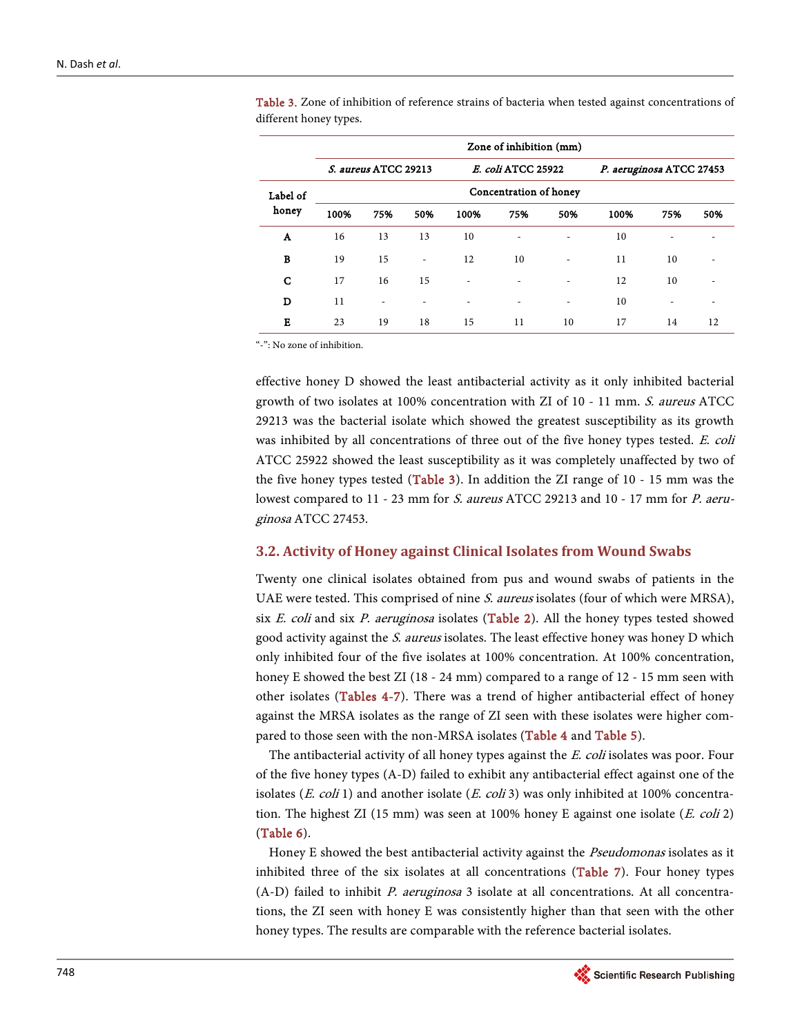**Table 3.** Zone of inhibition of reference strains of bacteria when tested against concentrations of different honey types.

| Label of honey | Zone of inhibition (mm) | | | | | | | | |
|---|---|---|---|---|---|---|---|---|---|
| | *S. aureus* ATCC 29213 | | | *E. coli* ATCC 25922 | | | *P. aeruginosa* ATCC 27453 | | |
| | Concentration of honey | | | | | | | | |
| | 100% | 75% | 50% | 100% | 75% | 50% | 100% | 75% | 50% |
| A | 16 | 13 | 13 | 10 | - | - | 10 | - | - |
| B | 19 | 15 | - | 12 | 10 | - | 11 | 10 | - |
| C | 17 | 16 | 15 | - | - | - | 12 | 10 | - |
| D | 11 | - | - | - | - | - | 10 | - | - |
| E | 23 | 19 | 18 | 15 | 11 | 10 | 17 | 14 | 12 |

"-": No zone of inhibition.

effective honey D showed the least antibacterial activity as it only inhibited bacterial growth of two isolates at 100% concentration with ZI of 10 - 11 mm. *S. aureus* ATCC 29213 was the bacterial isolate which showed the greatest susceptibility as its growth was inhibited by all concentrations of three out of the five honey types tested. *E. coli* ATCC 25922 showed the least susceptibility as it was completely unaffected by two of the five honey types tested (Table 3). In addition the ZI range of 10 - 15 mm was the lowest compared to 11 - 23 mm for *S. aureus* ATCC 29213 and 10 - 17 mm for *P. aeruginosa* ATCC 27453.

### 3.2. Activity of Honey against Clinical Isolates from Wound Swabs

Twenty one clinical isolates obtained from pus and wound swabs of patients in the UAE were tested. This comprised of nine *S. aureus* isolates (four of which were MRSA), six *E. coli* and six *P. aeruginosa* isolates (Table 2). All the honey types tested showed good activity against the *S. aureus* isolates. The least effective honey was honey D which only inhibited four of the five isolates at 100% concentration. At 100% concentration, honey E showed the best ZI (18 - 24 mm) compared to a range of 12 - 15 mm seen with other isolates (Tables 4-7). There was a trend of higher antibacterial effect of honey against the MRSA isolates as the range of ZI seen with these isolates were higher compared to those seen with the non-MRSA isolates (Table 4 and Table 5).

The antibacterial activity of all honey types against the *E. coli* isolates was poor. Four of the five honey types (A-D) failed to exhibit any antibacterial effect against one of the isolates (*E. coli* 1) and another isolate (*E. coli* 3) was only inhibited at 100% concentration. The highest ZI (15 mm) was seen at 100% honey E against one isolate (*E. coli* 2) (Table 6).

Honey E showed the best antibacterial activity against the *Pseudomonas* isolates as it inhibited three of the six isolates at all concentrations (Table 7). Four honey types (A-D) failed to inhibit *P. aeruginosa* 3 isolate at all concentrations. At all concentrations, the ZI seen with honey E was consistently higher than that seen with the other honey types. The results are comparable with the reference bacterial isolates.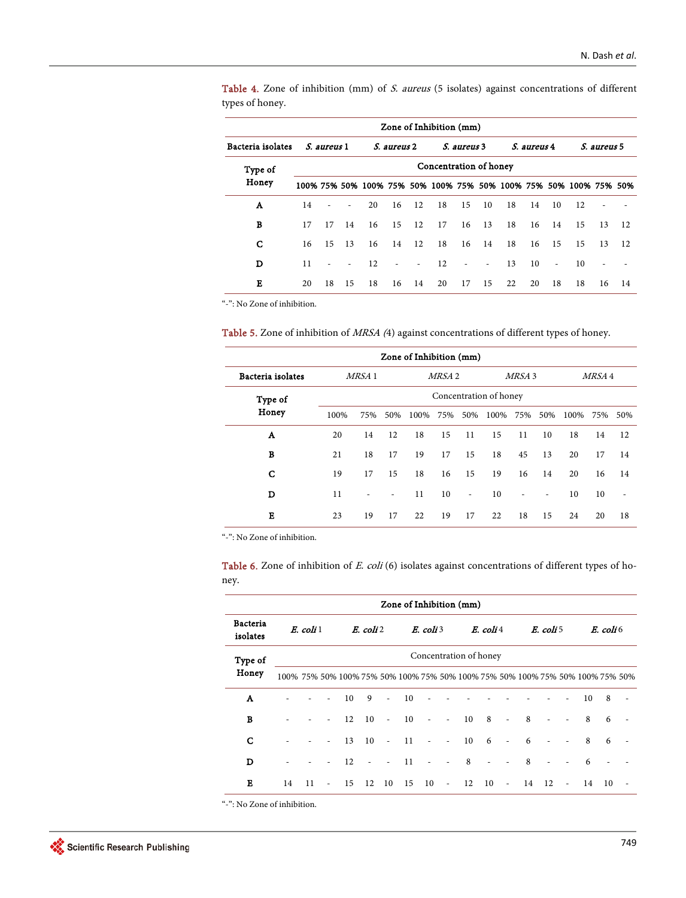**Table 4.** Zone of inhibition (mm) of *S. aureus* (5 isolates) against concentrations of different types of honey.

| Zone of Inhibition (mm) | | | | | | | | | | | | | | | |
|---|---|---|---|---|---|---|---|---|---|---|---|---|---|---|---|
| Bacteria isolates | *S. aureus* 1 | | | *S. aureus* 2 | | | *S. aureus* 3 | | | *S. aureus* 4 | | | *S. aureus* 5 | | |
| Type of Honey | Concentration of honey | | | | | | | | | | | | | | |
| | 100% | 75% | 50% | 100% | 75% | 50% | 100% | 75% | 50% | 100% | 75% | 50% | 100% | 75% | 50% |
| A | 14 | - | - | 20 | 16 | 12 | 18 | 15 | 10 | 18 | 14 | 10 | 12 | - | - |
| B | 17 | 17 | 14 | 16 | 15 | 12 | 17 | 16 | 13 | 18 | 16 | 14 | 15 | 13 | 12 |
| C | 16 | 15 | 13 | 16 | 14 | 12 | 18 | 16 | 14 | 18 | 16 | 15 | 15 | 13 | 12 |
| D | 11 | - | - | 12 | - | - | 12 | - | - | 13 | 10 | - | 10 | - | - |
| E | 20 | 18 | 15 | 18 | 16 | 14 | 20 | 17 | 15 | 22 | 20 | 18 | 18 | 16 | 14 |

"-": No Zone of inhibition.

**Table 5.** Zone of inhibition of *MRSA (*4) against concentrations of different types of honey.

| Zone of Inhibition (mm) | | | | | | | | | | | | |
|---|---|---|---|---|---|---|---|---|---|---|---|---|
| Bacteria isolates | *MRSA* 1 | | | *MRSA* 2 | | | *MRSA* 3 | | | *MRSA* 4 | | |
| Type of Honey | Concentration of honey | | | | | | | | | | | |
| | 100% | 75% | 50% | 100% | 75% | 50% | 100% | 75% | 50% | 100% | 75% | 50% |
| A | 20 | 14 | 12 | 18 | 15 | 11 | 15 | 11 | 10 | 18 | 14 | 12 |
| B | 21 | 18 | 17 | 19 | 17 | 15 | 18 | 45 | 13 | 20 | 17 | 14 |
| C | 19 | 17 | 15 | 18 | 16 | 15 | 19 | 16 | 14 | 20 | 16 | 14 |
| D | 11 | - | - | 11 | 10 | - | 10 | - | - | 10 | 10 | - |
| E | 23 | 19 | 17 | 22 | 19 | 17 | 22 | 18 | 15 | 24 | 20 | 18 |

"-": No Zone of inhibition.

**Table 6.** Zone of inhibition of *E. coli* (6) isolates against concentrations of different types of honey.

| Zone of Inhibition (mm) | | | | | | | | | | | | | | | | | | |
|---|---|---|---|---|---|---|---|---|---|---|---|---|---|---|---|---|---|---|
| Bacteria isolates | *E. coli* 1 | | | *E. coli* 2 | | | *E. coli* 3 | | | *E. coli* 4 | | | *E. coli* 5 | | | *E. coli* 6 | | |
| Type of Honey | Concentration of honey | | | | | | | | | | | | | | | | | |
| | 100% | 75% | 50% | 100% | 75% | 50% | 100% | 75% | 50% | 100% | 75% | 50% | 100% | 75% | 50% | 100% | 75% | 50% |
| A | - | - | - | 10 | 9 | - | 10 | - | - | - | - | - | - | - | - | 10 | 8 | - |
| B | - | - | - | 12 | 10 | - | 10 | - | - | 10 | 8 | - | 8 | - | - | 8 | 6 | - |
| C | - | - | - | 13 | 10 | - | 11 | - | - | 10 | 6 | - | 6 | - | - | 8 | 6 | - |
| D | - | - | - | 12 | - | - | 11 | - | - | 8 | - | - | 8 | - | - | 6 | - | - |
| E | 14 | 11 | - | 15 | 12 | 10 | 15 | 10 | - | 12 | 10 | - | 14 | 12 | - | 14 | 10 | - |

"-": No Zone of inhibition.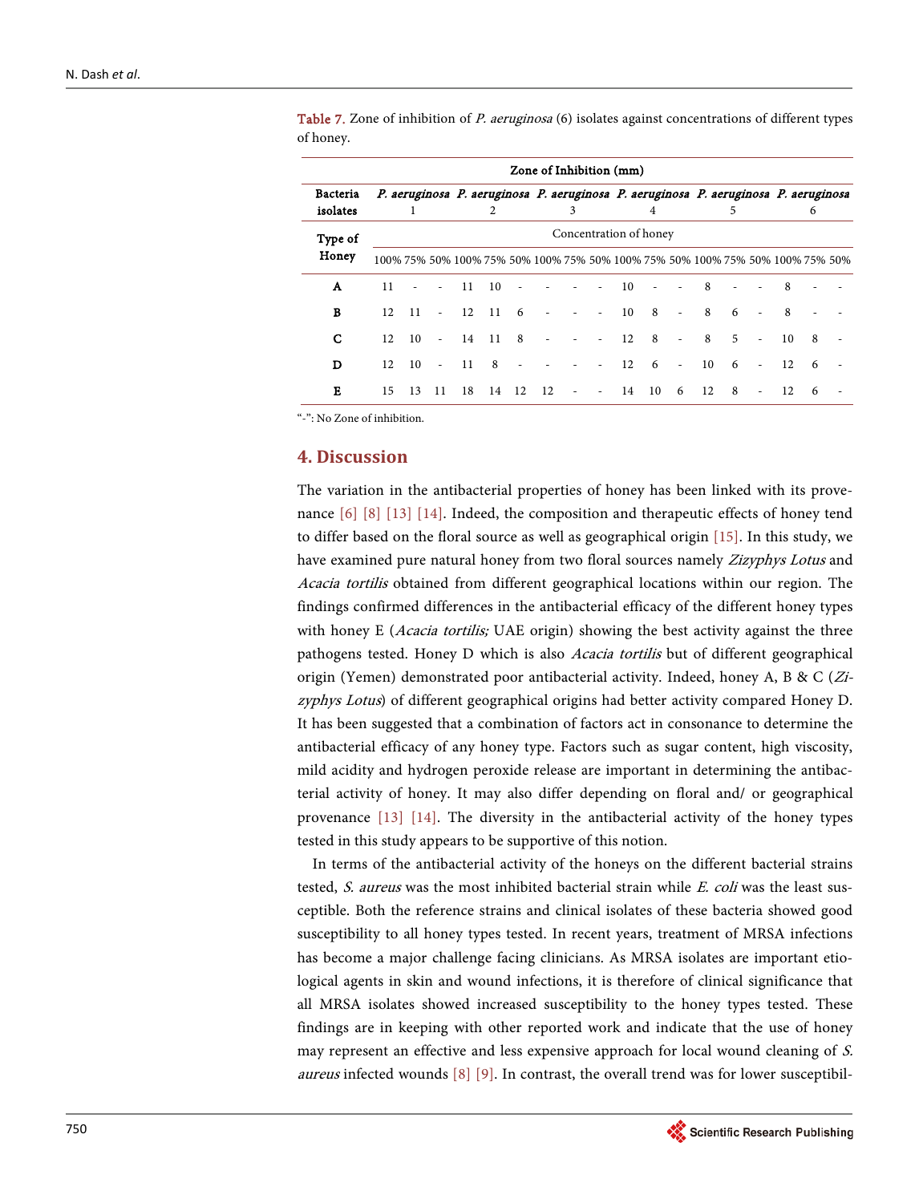Table 7. Zone of inhibition of *P. aeruginosa* (6) isolates against concentrations of different types of honey.

| Zone of Inhibition (mm) | | | | | | | | | | | | | | | | | | |
|---|---|---|---|---|---|---|---|---|---|---|---|---|---|---|---|---|---|---|
| **Bacteria isolates** | ***P. aeruginosa* 1** | | | ***P. aeruginosa* 2** | | | ***P. aeruginosa* 3** | | | ***P. aeruginosa* 4** | | | ***P. aeruginosa* 5** | | | ***P. aeruginosa* 6** | | |
| **Type of Honey** | Concentration of honey | | | | | | | | | | | | | | | | | |
| | 100% | 75% | 50% | 100% | 75% | 50% | 100% | 75% | 50% | 100% | 75% | 50% | 100% | 75% | 50% | 100% | 75% | 50% |
| **A** | 11 | - | - | 11 | 10 | - | - | - | - | 10 | - | - | 8 | - | - | 8 | - | - |
| **B** | 12 | 11 | - | 12 | 11 | 6 | - | - | - | 10 | 8 | - | 8 | 6 | - | 8 | - | - |
| **C** | 12 | 10 | - | 14 | 11 | 8 | - | - | - | 12 | 8 | - | 8 | 5 | - | 10 | 8 | - |
| **D** | 12 | 10 | - | 11 | 8 | - | - | - | - | 12 | 6 | - | 10 | 6 | - | 12 | 6 | - |
| **E** | 15 | 13 | 11 | 18 | 14 | 12 | 12 | - | - | 14 | 10 | 6 | 12 | 8 | - | 12 | 6 | - |

"-": No Zone of inhibition.

## 4. Discussion

The variation in the antibacterial properties of honey has been linked with its provenance [6] [8] [13] [14]. Indeed, the composition and therapeutic effects of honey tend to differ based on the floral source as well as geographical origin [15]. In this study, we have examined pure natural honey from two floral sources namely *Zizyphys Lotus* and *Acacia tortilis* obtained from different geographical locations within our region. The findings confirmed differences in the antibacterial efficacy of the different honey types with honey E (*Acacia tortilis;* UAE origin) showing the best activity against the three pathogens tested. Honey D which is also *Acacia tortilis* but of different geographical origin (Yemen) demonstrated poor antibacterial activity. Indeed, honey A, B & C (*Zizyphys Lotus*) of different geographical origins had better activity compared Honey D. It has been suggested that a combination of factors act in consonance to determine the antibacterial efficacy of any honey type. Factors such as sugar content, high viscosity, mild acidity and hydrogen peroxide release are important in determining the antibacterial activity of honey. It may also differ depending on floral and/ or geographical provenance [13] [14]. The diversity in the antibacterial activity of the honey types tested in this study appears to be supportive of this notion.

In terms of the antibacterial activity of the honeys on the different bacterial strains tested, *S. aureus* was the most inhibited bacterial strain while *E. coli* was the least susceptible. Both the reference strains and clinical isolates of these bacteria showed good susceptibility to all honey types tested. In recent years, treatment of MRSA infections has become a major challenge facing clinicians. As MRSA isolates are important etiological agents in skin and wound infections, it is therefore of clinical significance that all MRSA isolates showed increased susceptibility to the honey types tested. These findings are in keeping with other reported work and indicate that the use of honey may represent an effective and less expensive approach for local wound cleaning of *S. aureus* infected wounds [8] [9]. In contrast, the overall trend was for lower susceptibil-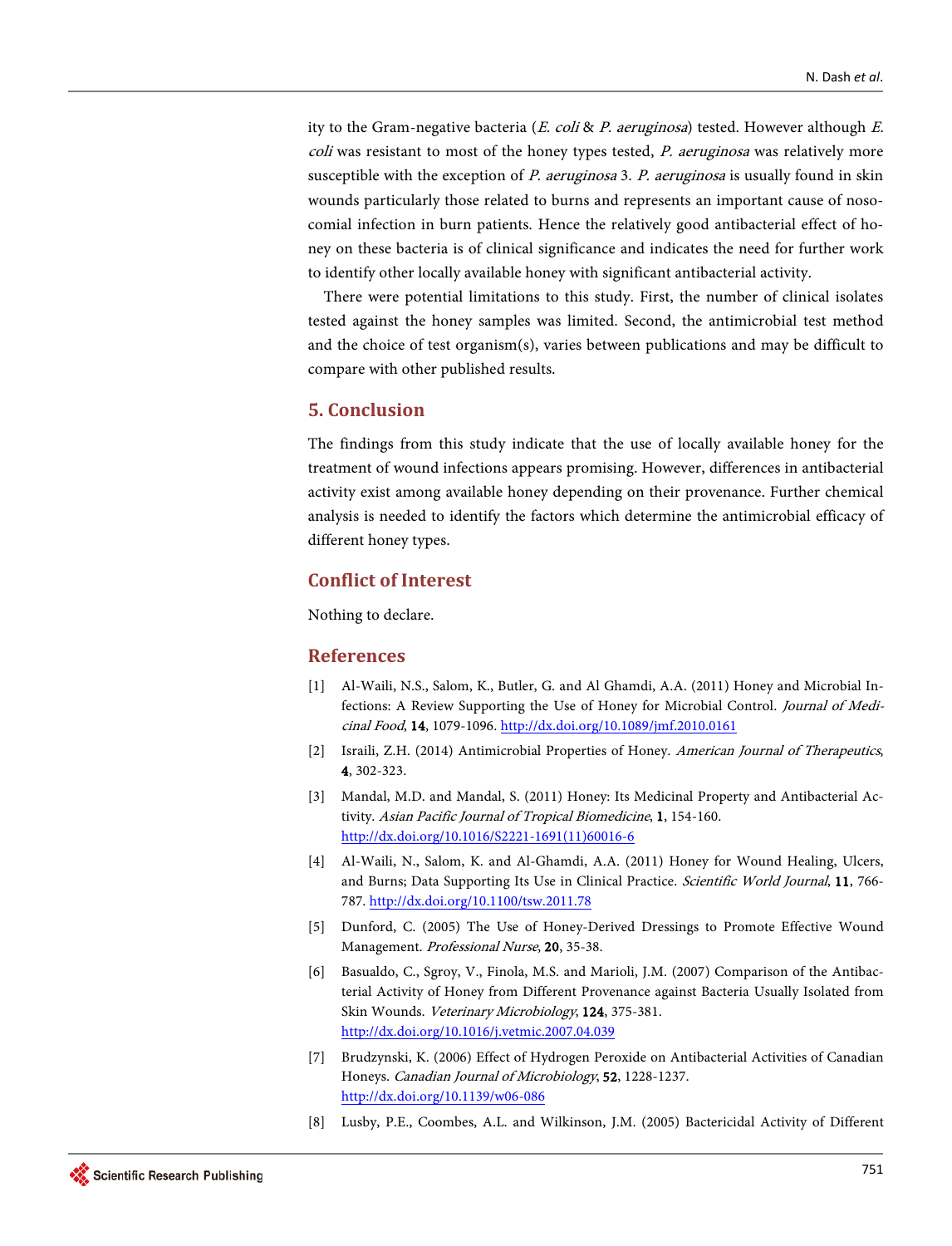ity to the Gram-negative bacteria (*E. coli* & *P. aeruginosa*) tested. However although *E. coli* was resistant to most of the honey types tested, *P. aeruginosa* was relatively more susceptible with the exception of *P. aeruginosa* 3. *P. aeruginosa* is usually found in skin wounds particularly those related to burns and represents an important cause of nosocomial infection in burn patients. Hence the relatively good antibacterial effect of honey on these bacteria is of clinical significance and indicates the need for further work to identify other locally available honey with significant antibacterial activity.

There were potential limitations to this study. First, the number of clinical isolates tested against the honey samples was limited. Second, the antimicrobial test method and the choice of test organism(s), varies between publications and may be difficult to compare with other published results.

## 5. Conclusion

The findings from this study indicate that the use of locally available honey for the treatment of wound infections appears promising. However, differences in antibacterial activity exist among available honey depending on their provenance. Further chemical analysis is needed to identify the factors which determine the antimicrobial efficacy of different honey types.

## Conflict of Interest

Nothing to declare.

## References

[1] Al-Waili, N.S., Salom, K., Butler, G. and Al Ghamdi, A.A. (2011) Honey and Microbial Infections: A Review Supporting the Use of Honey for Microbial Control. *Journal of Medicinal Food*, **14**, 1079-1096. http://dx.doi.org/10.1089/jmf.2010.0161

[2] Israili, Z.H. (2014) Antimicrobial Properties of Honey. *American Journal of Therapeutics*, **4**, 302-323.

[3] Mandal, M.D. and Mandal, S. (2011) Honey: Its Medicinal Property and Antibacterial Activity. *Asian Pacific Journal of Tropical Biomedicine*, **1**, 154-160. http://dx.doi.org/10.1016/S2221-1691(11)60016-6

[4] Al-Waili, N., Salom, K. and Al-Ghamdi, A.A. (2011) Honey for Wound Healing, Ulcers, and Burns; Data Supporting Its Use in Clinical Practice. *Scientific World Journal*, **11**, 766-787. http://dx.doi.org/10.1100/tsw.2011.78

[5] Dunford, C. (2005) The Use of Honey-Derived Dressings to Promote Effective Wound Management. *Professional Nurse*, **20**, 35-38.

[6] Basualdo, C., Sgroy, V., Finola, M.S. and Marioli, J.M. (2007) Comparison of the Antibacterial Activity of Honey from Different Provenance against Bacteria Usually Isolated from Skin Wounds. *Veterinary Microbiology*, **124**, 375-381. http://dx.doi.org/10.1016/j.vetmic.2007.04.039

[7] Brudzynski, K. (2006) Effect of Hydrogen Peroxide on Antibacterial Activities of Canadian Honeys. *Canadian Journal of Microbiology*, **52**, 1228-1237. http://dx.doi.org/10.1139/w06-086

[8] Lusby, P.E., Coombes, A.L. and Wilkinson, J.M. (2005) Bactericidal Activity of Different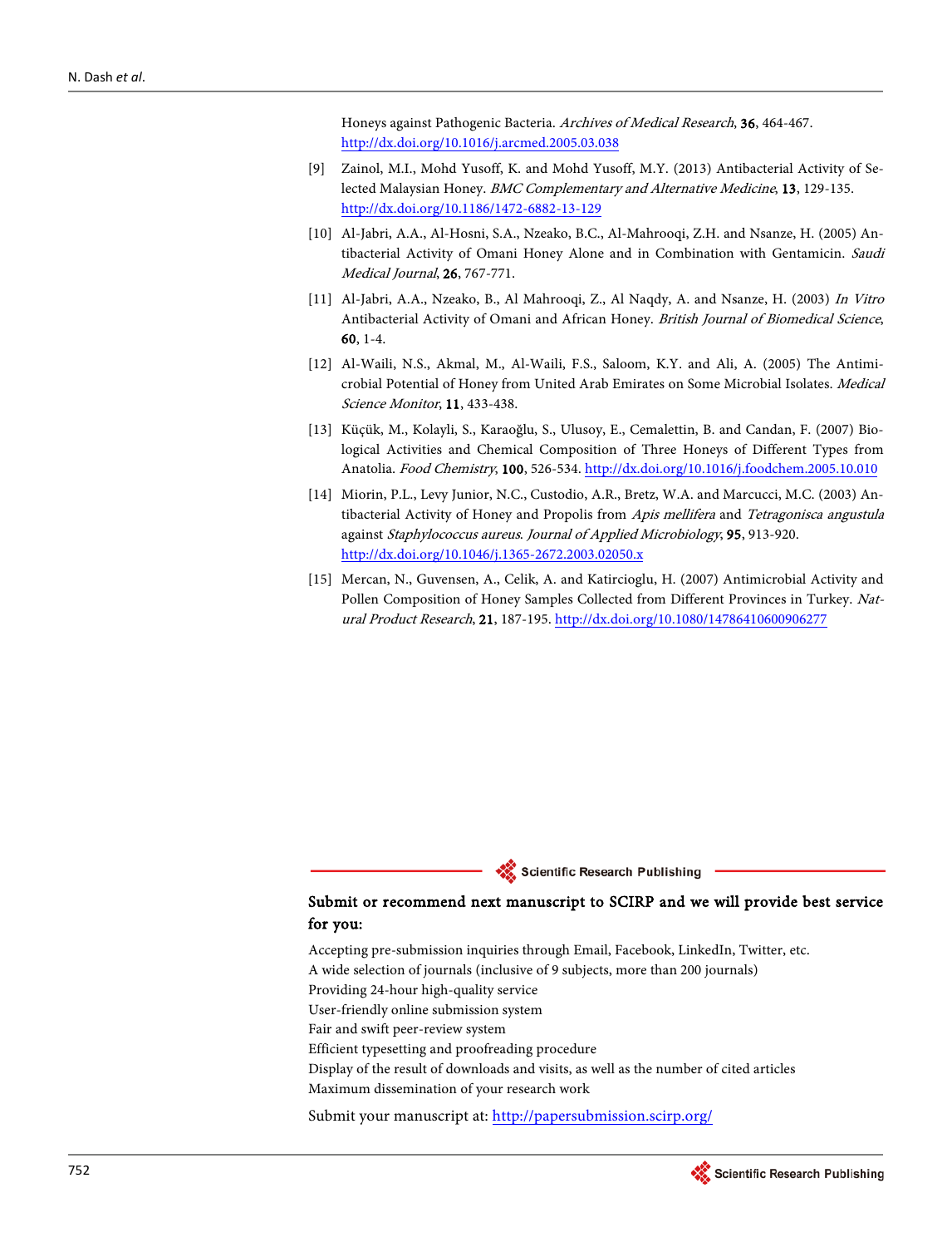Honeys against Pathogenic Bacteria. *Archives of Medical Research*, **36**, 464-467. http://dx.doi.org/10.1016/j.arcmed.2005.03.038

[9] Zainol, M.I., Mohd Yusoff, K. and Mohd Yusoff, M.Y. (2013) Antibacterial Activity of Selected Malaysian Honey. *BMC Complementary and Alternative Medicine*, **13**, 129-135. http://dx.doi.org/10.1186/1472-6882-13-129

[10] Al-Jabri, A.A., Al-Hosni, S.A., Nzeako, B.C., Al-Mahrooqi, Z.H. and Nsanze, H. (2005) Antibacterial Activity of Omani Honey Alone and in Combination with Gentamicin. *Saudi Medical Journal*, **26**, 767-771.

[11] Al-Jabri, A.A., Nzeako, B., Al Mahrooqi, Z., Al Naqdy, A. and Nsanze, H. (2003) *In Vitro* Antibacterial Activity of Omani and African Honey. *British Journal of Biomedical Science*, **60**, 1-4.

[12] Al-Waili, N.S., Akmal, M., Al-Waili, F.S., Saloom, K.Y. and Ali, A. (2005) The Antimicrobial Potential of Honey from United Arab Emirates on Some Microbial Isolates. *Medical Science Monitor*, **11**, 433-438.

[13] Küçük, M., Kolayli, S., Karaoğlu, S., Ulusoy, E., Cemalettin, B. and Candan, F. (2007) Biological Activities and Chemical Composition of Three Honeys of Different Types from Anatolia. *Food Chemistry*, **100**, 526-534. http://dx.doi.org/10.1016/j.foodchem.2005.10.010

[14] Miorin, P.L., Levy Junior, N.C., Custodio, A.R., Bretz, W.A. and Marcucci, M.C. (2003) Antibacterial Activity of Honey and Propolis from *Apis mellifera* and *Tetragonisca angustula* against *Staphylococcus aureus*. *Journal of Applied Microbiology*, **95**, 913-920. http://dx.doi.org/10.1046/j.1365-2672.2003.02050.x

[15] Mercan, N., Guvensen, A., Celik, A. and Katircioglu, H. (2007) Antimicrobial Activity and Pollen Composition of Honey Samples Collected from Different Provinces in Turkey. *Natural Product Research*, **21**, 187-195. http://dx.doi.org/10.1080/14786410600906277

Scientific Research Publishing

**Submit or recommend next manuscript to SCIRP and we will provide best service for you:**

Accepting pre-submission inquiries through Email, Facebook, LinkedIn, Twitter, etc.
A wide selection of journals (inclusive of 9 subjects, more than 200 journals)
Providing 24-hour high-quality service
User-friendly online submission system
Fair and swift peer-review system
Efficient typesetting and proofreading procedure
Display of the result of downloads and visits, as well as the number of cited articles
Maximum dissemination of your research work

Submit your manuscript at: http://papersubmission.scirp.org/